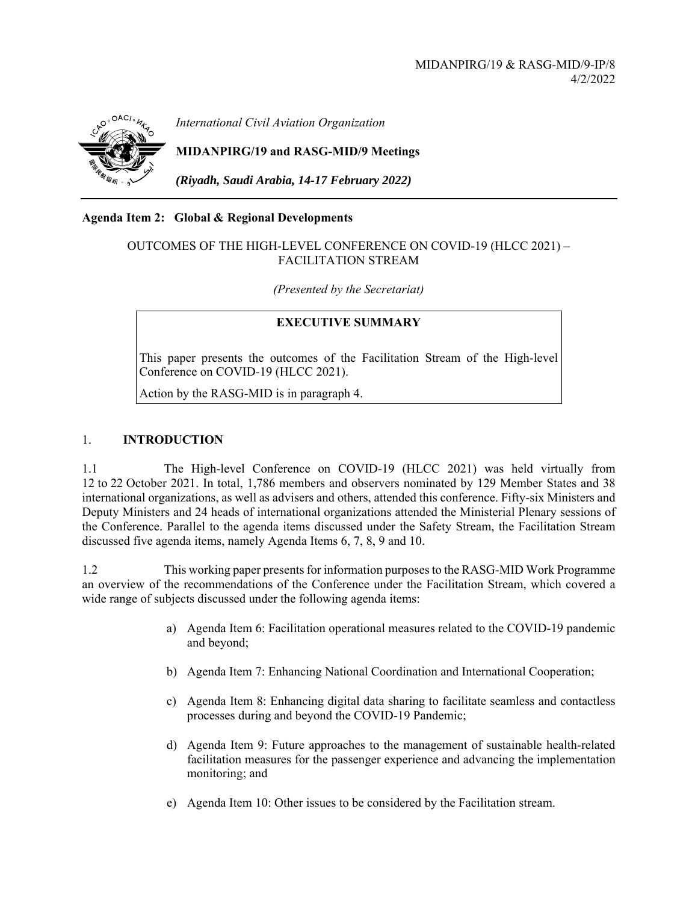MIDANPIRG/19 & RASG-MID/9-IP/8
4/2/2022

*International Civil Aviation Organization*

**MIDANPIRG/19 and RASG-MID/9 Meetings**

***(Riyadh, Saudi Arabia, 14-17 February 2022)***

---

**Agenda Item 2: Global & Regional Developments**

OUTCOMES OF THE HIGH-LEVEL CONFERENCE ON COVID-19 (HLCC 2021) – FACILITATION STREAM

*(Presented by the Secretariat)*

| **EXECUTIVE SUMMARY** |
|---|
| This paper presents the outcomes of the Facilitation Stream of the High-level Conference on COVID-19 (HLCC 2021). Action by the RASG-MID is in paragraph 4. |

## 1. INTRODUCTION

1.1 The High-level Conference on COVID-19 (HLCC 2021) was held virtually from 12 to 22 October 2021. In total, 1,786 members and observers nominated by 129 Member States and 38 international organizations, as well as advisers and others, attended this conference. Fifty-six Ministers and Deputy Ministers and 24 heads of international organizations attended the Ministerial Plenary sessions of the Conference. Parallel to the agenda items discussed under the Safety Stream, the Facilitation Stream discussed five agenda items, namely Agenda Items 6, 7, 8, 9 and 10.

1.2 This working paper presents for information purposes to the RASG-MID Work Programme an overview of the recommendations of the Conference under the Facilitation Stream, which covered a wide range of subjects discussed under the following agenda items:

a) Agenda Item 6: Facilitation operational measures related to the COVID-19 pandemic and beyond;

b) Agenda Item 7: Enhancing National Coordination and International Cooperation;

c) Agenda Item 8: Enhancing digital data sharing to facilitate seamless and contactless processes during and beyond the COVID-19 Pandemic;

d) Agenda Item 9: Future approaches to the management of sustainable health-related facilitation measures for the passenger experience and advancing the implementation monitoring; and

e) Agenda Item 10: Other issues to be considered by the Facilitation stream.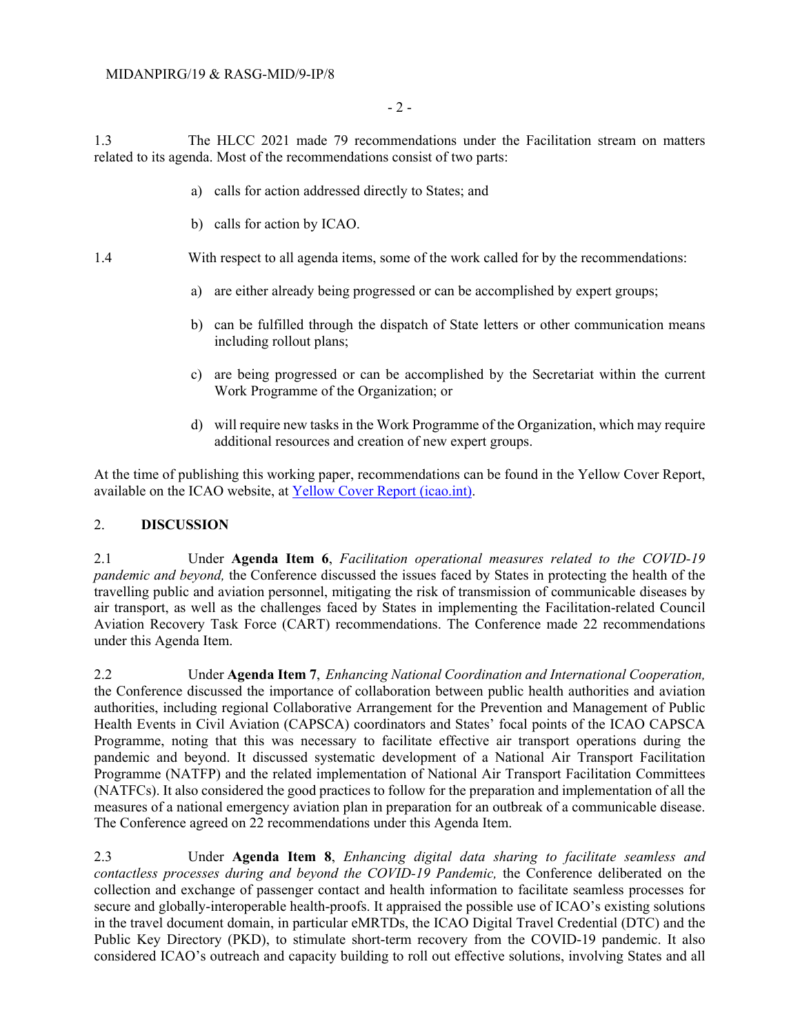1.3 The HLCC 2021 made 79 recommendations under the Facilitation stream on matters related to its agenda. Most of the recommendations consist of two parts:

a) calls for action addressed directly to States; and

b) calls for action by ICAO.

1.4 With respect to all agenda items, some of the work called for by the recommendations:

a) are either already being progressed or can be accomplished by expert groups;

b) can be fulfilled through the dispatch of State letters or other communication means including rollout plans;

c) are being progressed or can be accomplished by the Secretariat within the current Work Programme of the Organization; or

d) will require new tasks in the Work Programme of the Organization, which may require additional resources and creation of new expert groups.

At the time of publishing this working paper, recommendations can be found in the Yellow Cover Report, available on the ICAO website, at [Yellow Cover Report (icao.int)](icao.int).

## 2. DISCUSSION

2.1 Under **Agenda Item 6**, *Facilitation operational measures related to the COVID-19 pandemic and beyond,* the Conference discussed the issues faced by States in protecting the health of the travelling public and aviation personnel, mitigating the risk of transmission of communicable diseases by air transport, as well as the challenges faced by States in implementing the Facilitation-related Council Aviation Recovery Task Force (CART) recommendations. The Conference made 22 recommendations under this Agenda Item.

2.2 Under **Agenda Item 7**, *Enhancing National Coordination and International Cooperation,* the Conference discussed the importance of collaboration between public health authorities and aviation authorities, including regional Collaborative Arrangement for the Prevention and Management of Public Health Events in Civil Aviation (CAPSCA) coordinators and States' focal points of the ICAO CAPSCA Programme, noting that this was necessary to facilitate effective air transport operations during the pandemic and beyond. It discussed systematic development of a National Air Transport Facilitation Programme (NATFP) and the related implementation of National Air Transport Facilitation Committees (NATFCs). It also considered the good practices to follow for the preparation and implementation of all the measures of a national emergency aviation plan in preparation for an outbreak of a communicable disease. The Conference agreed on 22 recommendations under this Agenda Item.

2.3 Under **Agenda Item 8**, *Enhancing digital data sharing to facilitate seamless and contactless processes during and beyond the COVID-19 Pandemic,* the Conference deliberated on the collection and exchange of passenger contact and health information to facilitate seamless processes for secure and globally-interoperable health-proofs. It appraised the possible use of ICAO's existing solutions in the travel document domain, in particular eMRTDs, the ICAO Digital Travel Credential (DTC) and the Public Key Directory (PKD), to stimulate short-term recovery from the COVID-19 pandemic. It also considered ICAO's outreach and capacity building to roll out effective solutions, involving States and all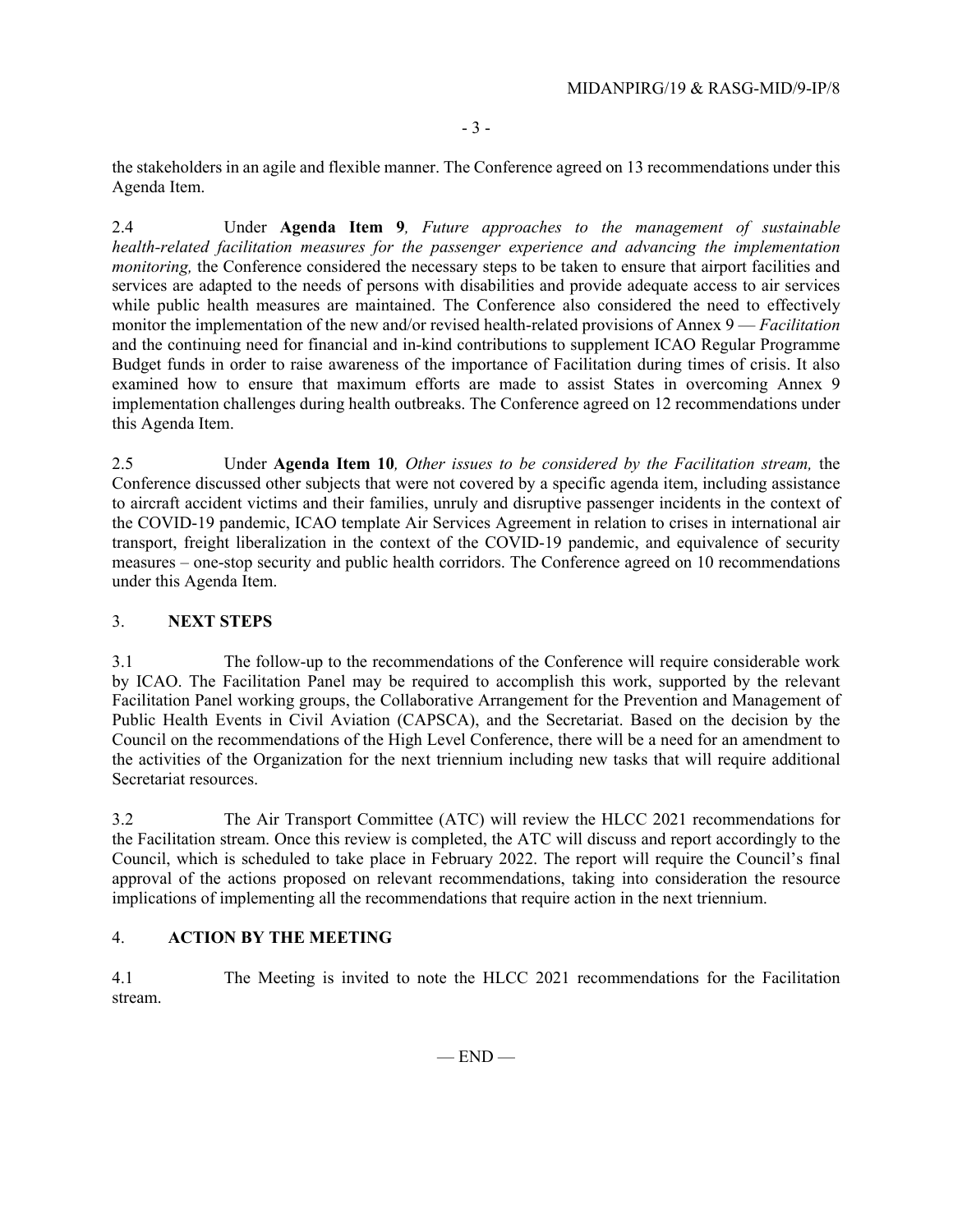the stakeholders in an agile and flexible manner. The Conference agreed on 13 recommendations under this Agenda Item.

2.4 Under **Agenda Item 9**, *Future approaches to the management of sustainable health-related facilitation measures for the passenger experience and advancing the implementation monitoring,* the Conference considered the necessary steps to be taken to ensure that airport facilities and services are adapted to the needs of persons with disabilities and provide adequate access to air services while public health measures are maintained. The Conference also considered the need to effectively monitor the implementation of the new and/or revised health-related provisions of Annex 9 — *Facilitation* and the continuing need for financial and in-kind contributions to supplement ICAO Regular Programme Budget funds in order to raise awareness of the importance of Facilitation during times of crisis. It also examined how to ensure that maximum efforts are made to assist States in overcoming Annex 9 implementation challenges during health outbreaks. The Conference agreed on 12 recommendations under this Agenda Item.

2.5 Under **Agenda Item 10**, *Other issues to be considered by the Facilitation stream,* the Conference discussed other subjects that were not covered by a specific agenda item, including assistance to aircraft accident victims and their families, unruly and disruptive passenger incidents in the context of the COVID-19 pandemic, ICAO template Air Services Agreement in relation to crises in international air transport, freight liberalization in the context of the COVID-19 pandemic, and equivalence of security measures – one-stop security and public health corridors. The Conference agreed on 10 recommendations under this Agenda Item.

## 3. NEXT STEPS

3.1 The follow-up to the recommendations of the Conference will require considerable work by ICAO. The Facilitation Panel may be required to accomplish this work, supported by the relevant Facilitation Panel working groups, the Collaborative Arrangement for the Prevention and Management of Public Health Events in Civil Aviation (CAPSCA), and the Secretariat. Based on the decision by the Council on the recommendations of the High Level Conference, there will be a need for an amendment to the activities of the Organization for the next triennium including new tasks that will require additional Secretariat resources.

3.2 The Air Transport Committee (ATC) will review the HLCC 2021 recommendations for the Facilitation stream. Once this review is completed, the ATC will discuss and report accordingly to the Council, which is scheduled to take place in February 2022. The report will require the Council's final approval of the actions proposed on relevant recommendations, taking into consideration the resource implications of implementing all the recommendations that require action in the next triennium.

## 4. ACTION BY THE MEETING

4.1 The Meeting is invited to note the HLCC 2021 recommendations for the Facilitation stream.

— END —